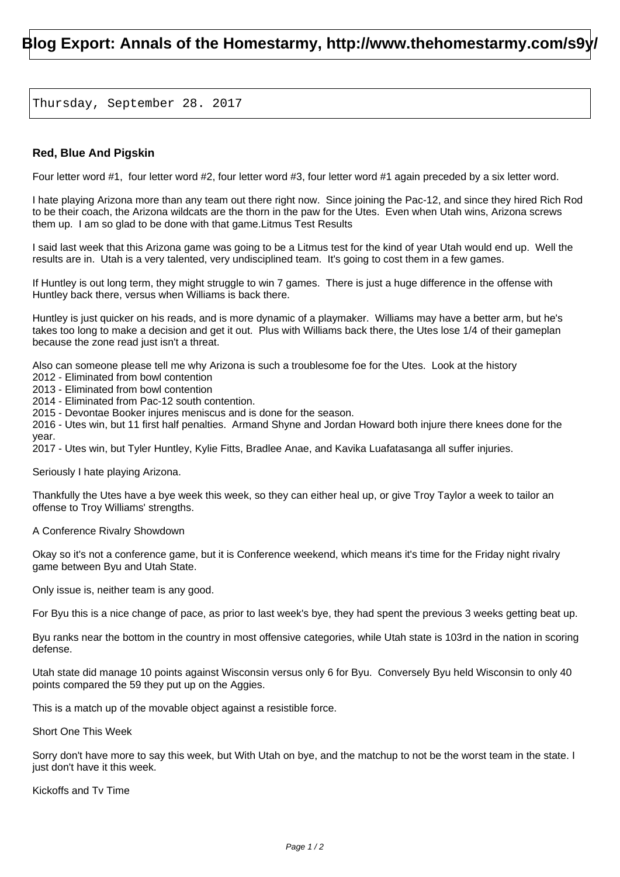# Blog Export: Annals of the Homestarmy, http://www.thehomestarmy.com/s9y/

Thursday, September 28. 2017

### Red, Blue And Pigskin

Four letter word #1, four letter word #2, four letter word #3, four letter word #1 again preceded by a six letter word.

I hate playing Arizona more than any team out there right now. Since joining the Pac-12, and since they hired Rich Rod to be their coach, the Arizona wildcats are the thorn in the paw for the Utes. Even when Utah wins, Arizona screws them up. I am so glad to be done with that game.Litmus Test Results

I said last week that this Arizona game was going to be a Litmus test for the kind of year Utah would end up. Well the results are in. Utah is a very talented, very undisciplined team. It's going to cost them in a few games.

If Huntley is out long term, they might struggle to win 7 games. There is just a huge difference in the offense with Huntley back there, versus when Williams is back there.

Huntley is just quicker on his reads, and is more dynamic of a playmaker. Williams may have a better arm, but he's takes too long to make a decision and get it out. Plus with Williams back there, the Utes lose 1/4 of their gameplan because the zone read just isn't a threat.

Also can someone please tell me why Arizona is such a troublesome foe for the Utes. Look at the history
2012 - Eliminated from bowl contention
2013 - Eliminated from bowl contention
2014 - Eliminated from Pac-12 south contention.
2015 - Devontae Booker injures meniscus and is done for the season.
2016 - Utes win, but 11 first half penalties. Armand Shyne and Jordan Howard both injure there knees done for the year.
2017 - Utes win, but Tyler Huntley, Kylie Fitts, Bradlee Anae, and Kavika Luafatasanga all suffer injuries.

Seriously I hate playing Arizona.

Thankfully the Utes have a bye week this week, so they can either heal up, or give Troy Taylor a week to tailor an offense to Troy Williams' strengths.

A Conference Rivalry Showdown

Okay so it's not a conference game, but it is Conference weekend, which means it's time for the Friday night rivalry game between Byu and Utah State.

Only issue is, neither team is any good.

For Byu this is a nice change of pace, as prior to last week's bye, they had spent the previous 3 weeks getting beat up.

Byu ranks near the bottom in the country in most offensive categories, while Utah state is 103rd in the nation in scoring defense.

Utah state did manage 10 points against Wisconsin versus only 6 for Byu. Conversely Byu held Wisconsin to only 40 points compared the 59 they put up on the Aggies.

This is a match up of the movable object against a resistible force.

Short One This Week

Sorry don't have more to say this week, but With Utah on bye, and the matchup to not be the worst team in the state. I just don't have it this week.

Kickoffs and Tv Time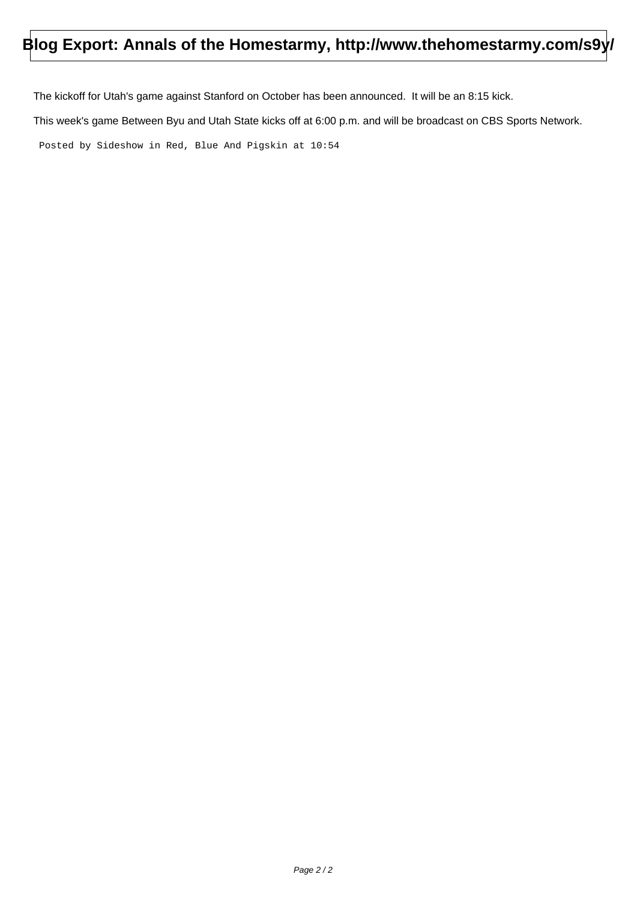The kickoff for Utah's game against Stanford on October has been announced.  It will be an 8:15 kick.

This week's game Between Byu and Utah State kicks off at 6:00 p.m. and will be broadcast on CBS Sports Network.

Posted by Sideshow in Red, Blue And Pigskin at 10:54